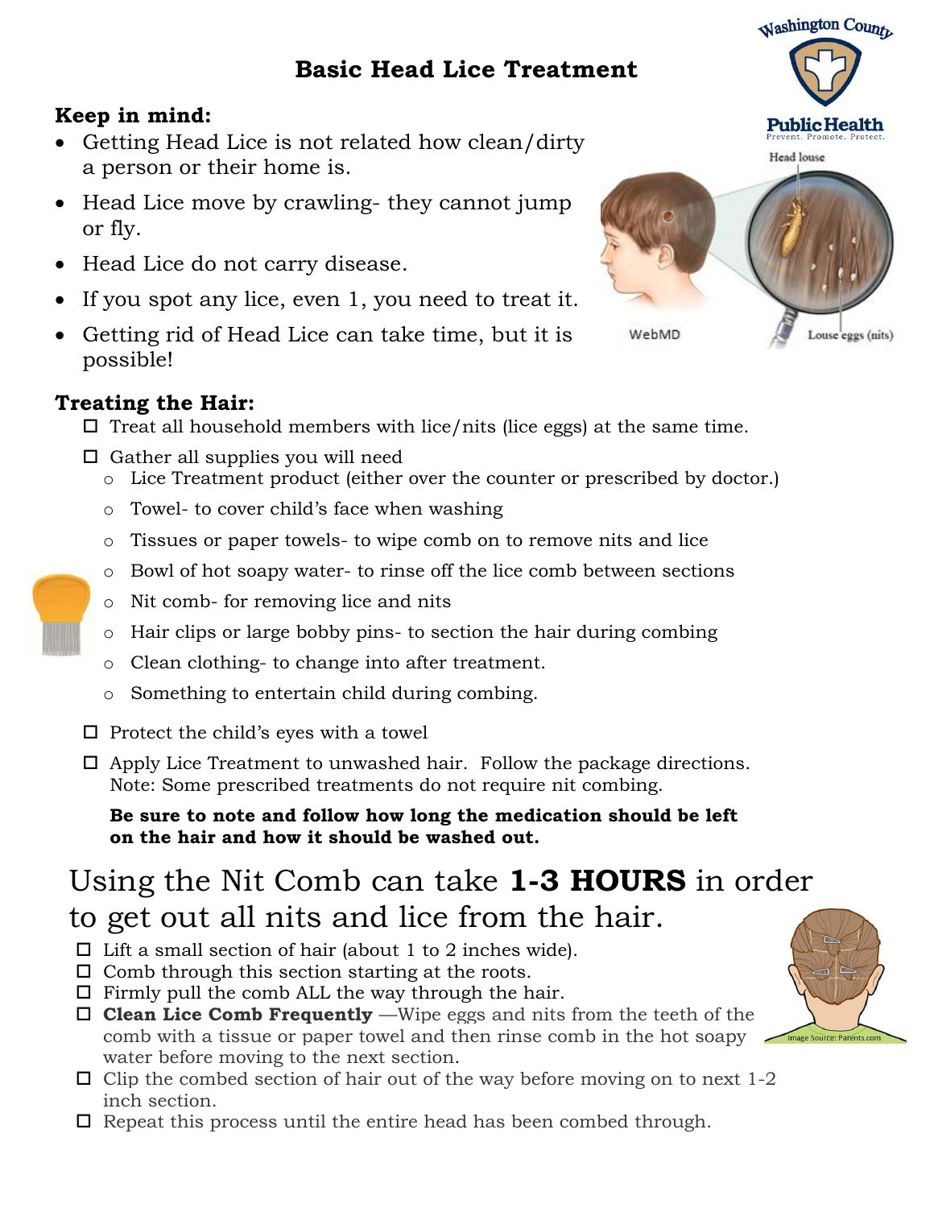# Basic Head Lice Treatment

## Keep in mind:

- Getting Head Lice is not related how clean/dirty a person or their home is.
- Head Lice move by crawling- they cannot jump or fly.
- Head Lice do not carry disease.
- If you spot any lice, even 1, you need to treat it.
- Getting rid of Head Lice can take time, but it is possible!

## Treating the Hair:

- ☐ Treat all household members with lice/nits (lice eggs) at the same time.
- ☐ Gather all supplies you will need
  - Lice Treatment product (either over the counter or prescribed by doctor.)
  - Towel- to cover child's face when washing
  - Tissues or paper towels- to wipe comb on to remove nits and lice
  - Bowl of hot soapy water- to rinse off the lice comb between sections
  - Nit comb- for removing lice and nits
  - Hair clips or large bobby pins- to section the hair during combing
  - Clean clothing- to change into after treatment.
  - Something to entertain child during combing.
- ☐ Protect the child's eyes with a towel
- ☐ Apply Lice Treatment to unwashed hair. Follow the package directions. Note: Some prescribed treatments do not require nit combing.

  **Be sure to note and follow how long the medication should be left on the hair and how it should be washed out.**

## Using the Nit Comb can take **1-3 HOURS** in order to get out all nits and lice from the hair.

- ☐ Lift a small section of hair (about 1 to 2 inches wide).
- ☐ Comb through this section starting at the roots.
- ☐ Firmly pull the comb ALL the way through the hair.
- ☐ **Clean Lice Comb Frequently** —Wipe eggs and nits from the teeth of the comb with a tissue or paper towel and then rinse comb in the hot soapy water before moving to the next section.
- ☐ Clip the combed section of hair out of the way before moving on to next 1-2 inch section.
- ☐ Repeat this process until the entire head has been combed through.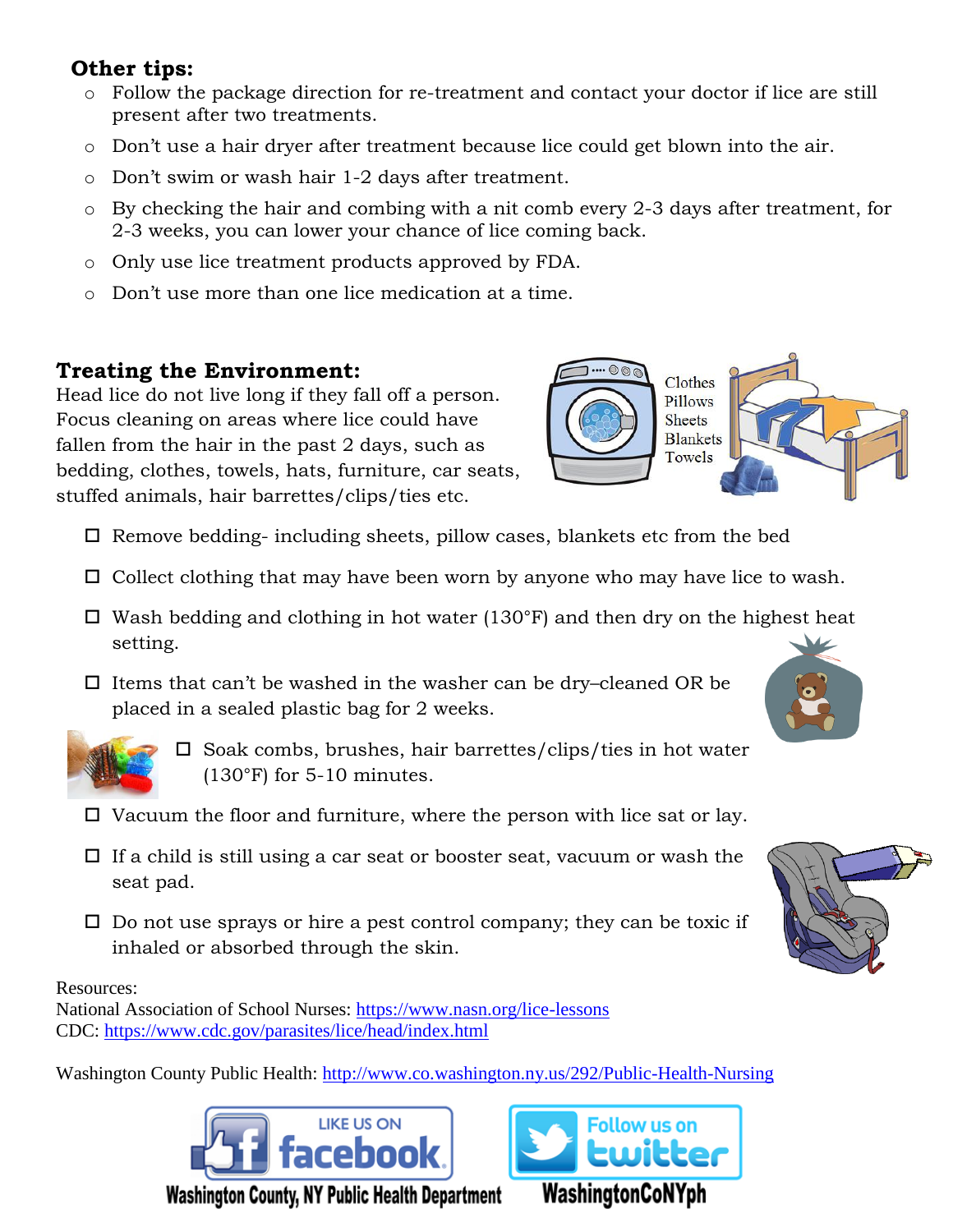## Other tips:

- Follow the package direction for re-treatment and contact your doctor if lice are still present after two treatments.
- Don't use a hair dryer after treatment because lice could get blown into the air.
- Don't swim or wash hair 1-2 days after treatment.
- By checking the hair and combing with a nit comb every 2-3 days after treatment, for 2-3 weeks, you can lower your chance of lice coming back.
- Only use lice treatment products approved by FDA.
- Don't use more than one lice medication at a time.

## Treating the Environment:

Head lice do not live long if they fall off a person. Focus cleaning on areas where lice could have fallen from the hair in the past 2 days, such as bedding, clothes, towels, hats, furniture, car seats, stuffed animals, hair barrettes/clips/ties etc.

Clothes
Pillows
Sheets
Blankets
Towels

- ☐ Remove bedding- including sheets, pillow cases, blankets etc from the bed
- ☐ Collect clothing that may have been worn by anyone who may have lice to wash.
- ☐ Wash bedding and clothing in hot water (130°F) and then dry on the highest heat setting.
- ☐ Items that can't be washed in the washer can be dry–cleaned OR be placed in a sealed plastic bag for 2 weeks.
- ☐ Soak combs, brushes, hair barrettes/clips/ties in hot water (130°F) for 5-10 minutes.
- ☐ Vacuum the floor and furniture, where the person with lice sat or lay.
- ☐ If a child is still using a car seat or booster seat, vacuum or wash the seat pad.
- ☐ Do not use sprays or hire a pest control company; they can be toxic if inhaled or absorbed through the skin.

Resources:
National Association of School Nurses: https://www.nasn.org/lice-lessons
CDC: https://www.cdc.gov/parasites/lice/head/index.html

Washington County Public Health: http://www.co.washington.ny.us/292/Public-Health-Nursing

LIKE US ON facebook
Washington County, NY Public Health Department

Follow us on twitter
WashingtonCoNYph